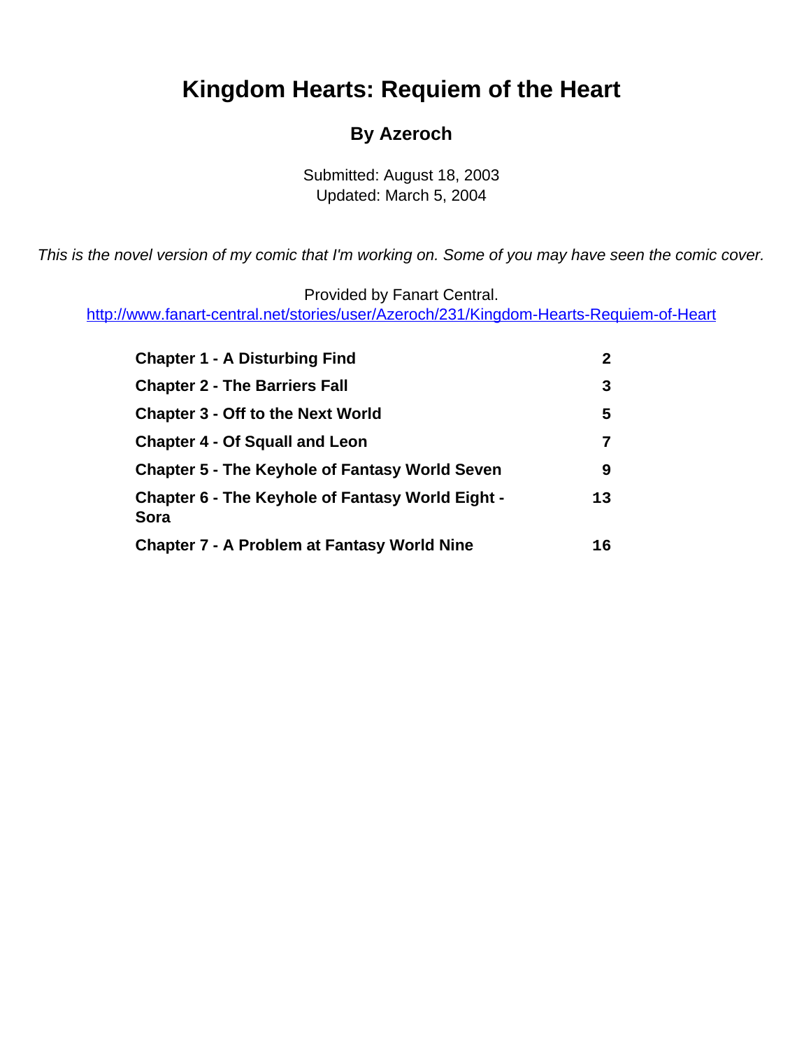# Kingdom Hearts: Requiem of the Heart

### By Azeroch

Submitted: August 18, 2003
Updated: March 5, 2004

*This is the novel version of my comic that I'm working on. Some of you may have seen the comic cover.*

Provided by Fanart Central.
http://www.fanart-central.net/stories/user/Azeroch/231/Kingdom-Hearts-Requiem-of-Heart

| | |
|---|---|
| **Chapter 1 - A Disturbing Find** | **2** |
| **Chapter 2 - The Barriers Fall** | **3** |
| **Chapter 3 - Off to the Next World** | **5** |
| **Chapter 4 - Of Squall and Leon** | **7** |
| **Chapter 5 - The Keyhole of Fantasy World Seven** | **9** |
| **Chapter 6 - The Keyhole of Fantasy World Eight - Sora** | **13** |
| **Chapter 7 - A Problem at Fantasy World Nine** | **16** |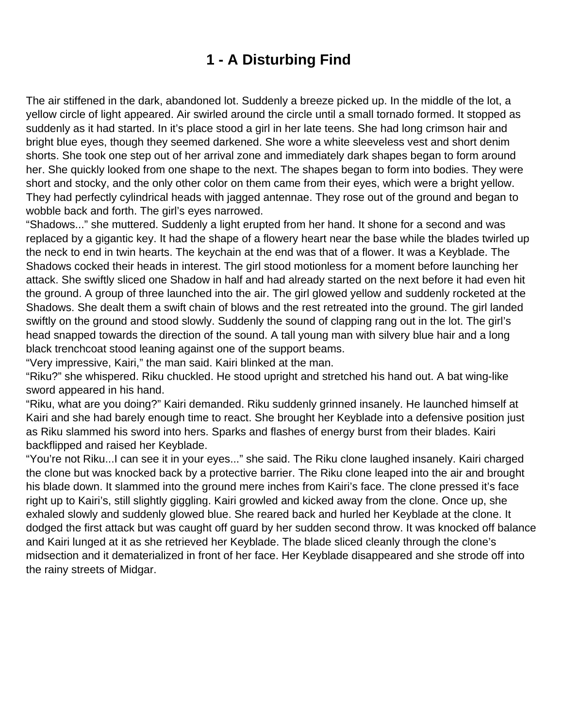# 1 - A Disturbing Find

The air stiffened in the dark, abandoned lot. Suddenly a breeze picked up. In the middle of the lot, a yellow circle of light appeared. Air swirled around the circle until a small tornado formed. It stopped as suddenly as it had started. In it's place stood a girl in her late teens. She had long crimson hair and bright blue eyes, though they seemed darkened. She wore a white sleeveless vest and short denim shorts. She took one step out of her arrival zone and immediately dark shapes began to form around her. She quickly looked from one shape to the next. The shapes began to form into bodies. They were short and stocky, and the only other color on them came from their eyes, which were a bright yellow. They had perfectly cylindrical heads with jagged antennae. They rose out of the ground and began to wobble back and forth. The girl's eyes narrowed.

"Shadows..." she muttered. Suddenly a light erupted from her hand. It shone for a second and was replaced by a gigantic key. It had the shape of a flowery heart near the base while the blades twirled up the neck to end in twin hearts. The keychain at the end was that of a flower. It was a Keyblade. The Shadows cocked their heads in interest. The girl stood motionless for a moment before launching her attack. She swiftly sliced one Shadow in half and had already started on the next before it had even hit the ground. A group of three launched into the air. The girl glowed yellow and suddenly rocketed at the Shadows. She dealt them a swift chain of blows and the rest retreated into the ground. The girl landed swiftly on the ground and stood slowly. Suddenly the sound of clapping rang out in the lot. The girl's head snapped towards the direction of the sound. A tall young man with silvery blue hair and a long black trenchcoat stood leaning against one of the support beams.

"Very impressive, Kairi," the man said. Kairi blinked at the man.

"Riku?" she whispered. Riku chuckled. He stood upright and stretched his hand out. A bat wing-like sword appeared in his hand.

"Riku, what are you doing?" Kairi demanded. Riku suddenly grinned insanely. He launched himself at Kairi and she had barely enough time to react. She brought her Keyblade into a defensive position just as Riku slammed his sword into hers. Sparks and flashes of energy burst from their blades. Kairi backflipped and raised her Keyblade.

"You're not Riku...I can see it in your eyes..." she said. The Riku clone laughed insanely. Kairi charged the clone but was knocked back by a protective barrier. The Riku clone leaped into the air and brought his blade down. It slammed into the ground mere inches from Kairi's face. The clone pressed it's face right up to Kairi's, still slightly giggling. Kairi growled and kicked away from the clone. Once up, she exhaled slowly and suddenly glowed blue. She reared back and hurled her Keyblade at the clone. It dodged the first attack but was caught off guard by her sudden second throw. It was knocked off balance and Kairi lunged at it as she retrieved her Keyblade. The blade sliced cleanly through the clone's midsection and it dematerialized in front of her face. Her Keyblade disappeared and she strode off into the rainy streets of Midgar.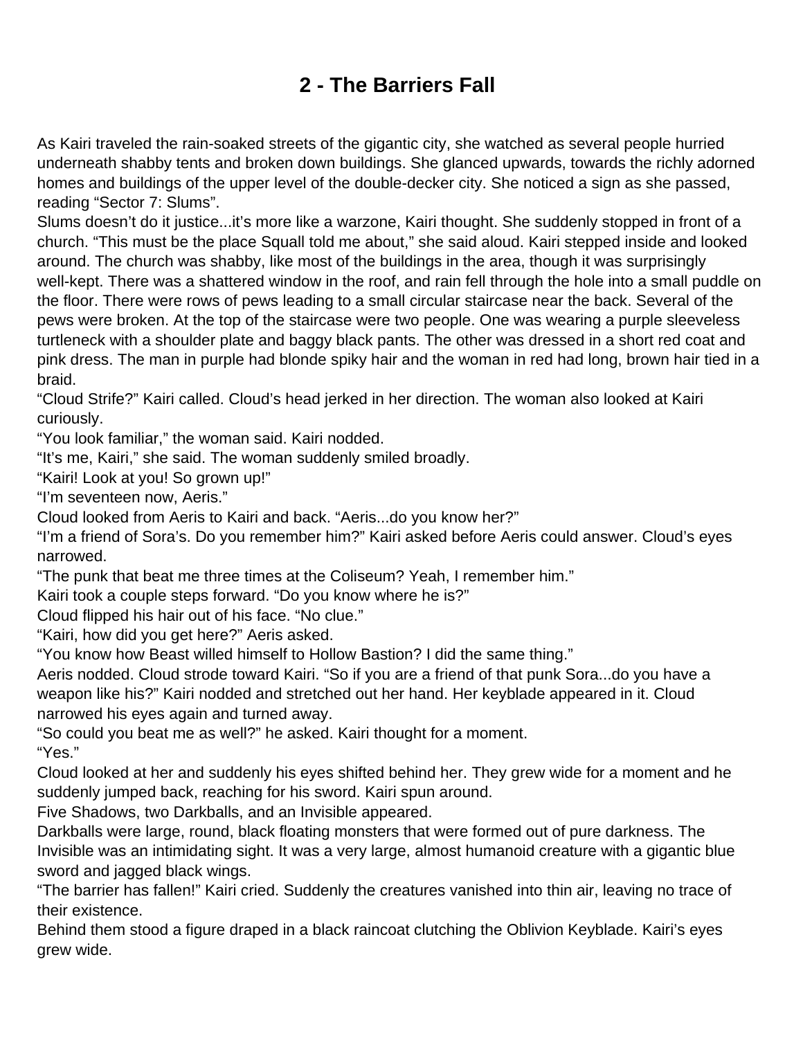# 2 - The Barriers Fall

As Kairi traveled the rain-soaked streets of the gigantic city, she watched as several people hurried underneath shabby tents and broken down buildings. She glanced upwards, towards the richly adorned homes and buildings of the upper level of the double-decker city. She noticed a sign as she passed, reading "Sector 7: Slums".

Slums doesn't do it justice...it's more like a warzone, Kairi thought. She suddenly stopped in front of a church. "This must be the place Squall told me about," she said aloud. Kairi stepped inside and looked around. The church was shabby, like most of the buildings in the area, though it was surprisingly well-kept. There was a shattered window in the roof, and rain fell through the hole into a small puddle on the floor. There were rows of pews leading to a small circular staircase near the back. Several of the pews were broken. At the top of the staircase were two people. One was wearing a purple sleeveless turtleneck with a shoulder plate and baggy black pants. The other was dressed in a short red coat and pink dress. The man in purple had blonde spiky hair and the woman in red had long, brown hair tied in a braid.

"Cloud Strife?" Kairi called. Cloud's head jerked in her direction. The woman also looked at Kairi curiously.

"You look familiar," the woman said. Kairi nodded.

"It's me, Kairi," she said. The woman suddenly smiled broadly.

"Kairi! Look at you! So grown up!"

"I'm seventeen now, Aeris."

Cloud looked from Aeris to Kairi and back. "Aeris...do you know her?"

"I'm a friend of Sora's. Do you remember him?" Kairi asked before Aeris could answer. Cloud's eyes narrowed.

"The punk that beat me three times at the Coliseum? Yeah, I remember him."

Kairi took a couple steps forward. "Do you know where he is?"

Cloud flipped his hair out of his face. "No clue."

"Kairi, how did you get here?" Aeris asked.

"You know how Beast willed himself to Hollow Bastion? I did the same thing."

Aeris nodded. Cloud strode toward Kairi. "So if you are a friend of that punk Sora...do you have a weapon like his?" Kairi nodded and stretched out her hand. Her keyblade appeared in it. Cloud narrowed his eyes again and turned away.

"So could you beat me as well?" he asked. Kairi thought for a moment.

"Yes."

Cloud looked at her and suddenly his eyes shifted behind her. They grew wide for a moment and he suddenly jumped back, reaching for his sword. Kairi spun around.

Five Shadows, two Darkballs, and an Invisible appeared.

Darkballs were large, round, black floating monsters that were formed out of pure darkness. The Invisible was an intimidating sight. It was a very large, almost humanoid creature with a gigantic blue sword and jagged black wings.

"The barrier has fallen!" Kairi cried. Suddenly the creatures vanished into thin air, leaving no trace of their existence.

Behind them stood a figure draped in a black raincoat clutching the Oblivion Keyblade. Kairi's eyes grew wide.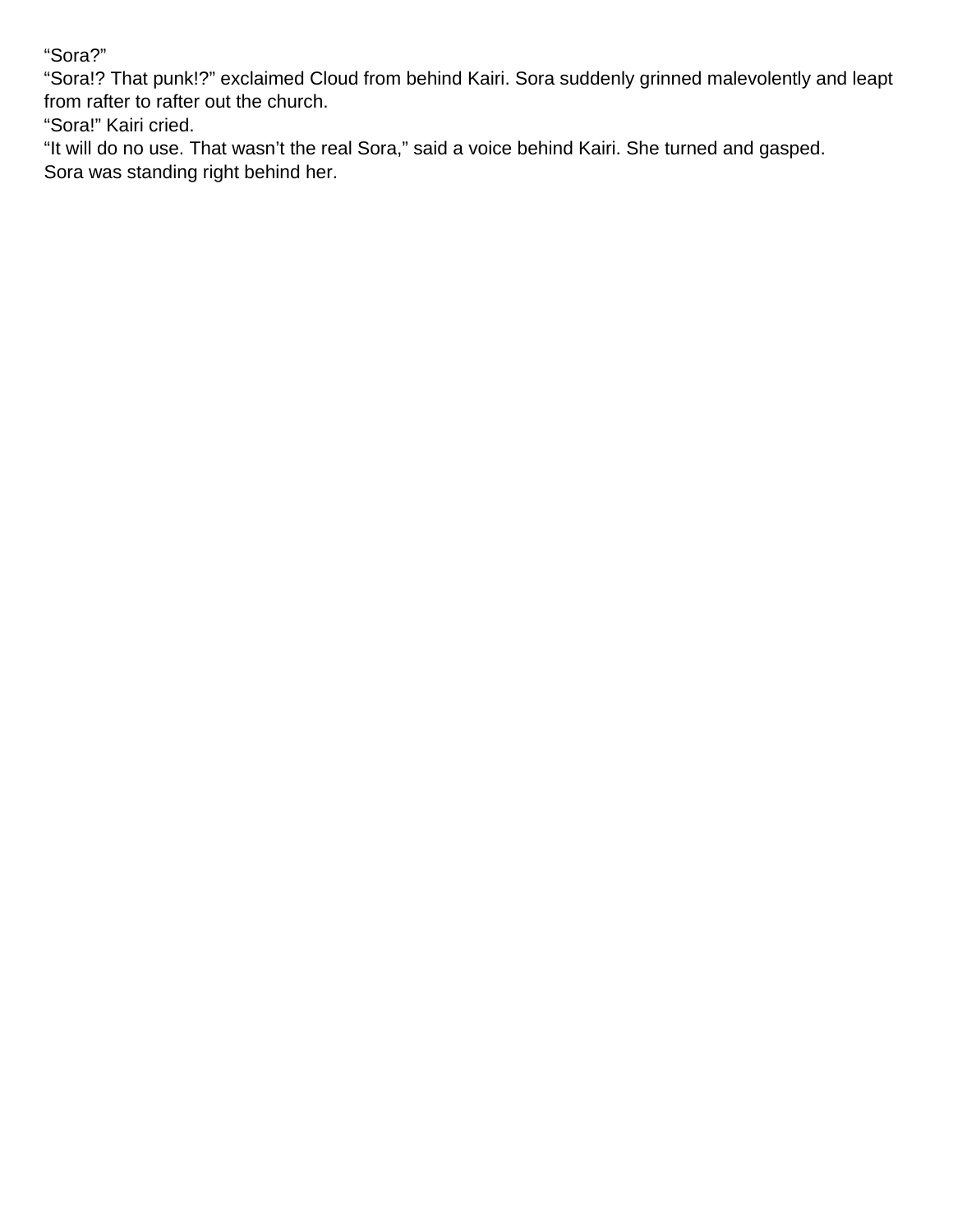“Sora?”

“Sora!? That punk!?” exclaimed Cloud from behind Kairi. Sora suddenly grinned malevolently and leapt from rafter to rafter out the church.

“Sora!” Kairi cried.

“It will do no use. That wasn’t the real Sora,” said a voice behind Kairi. She turned and gasped.

Sora was standing right behind her.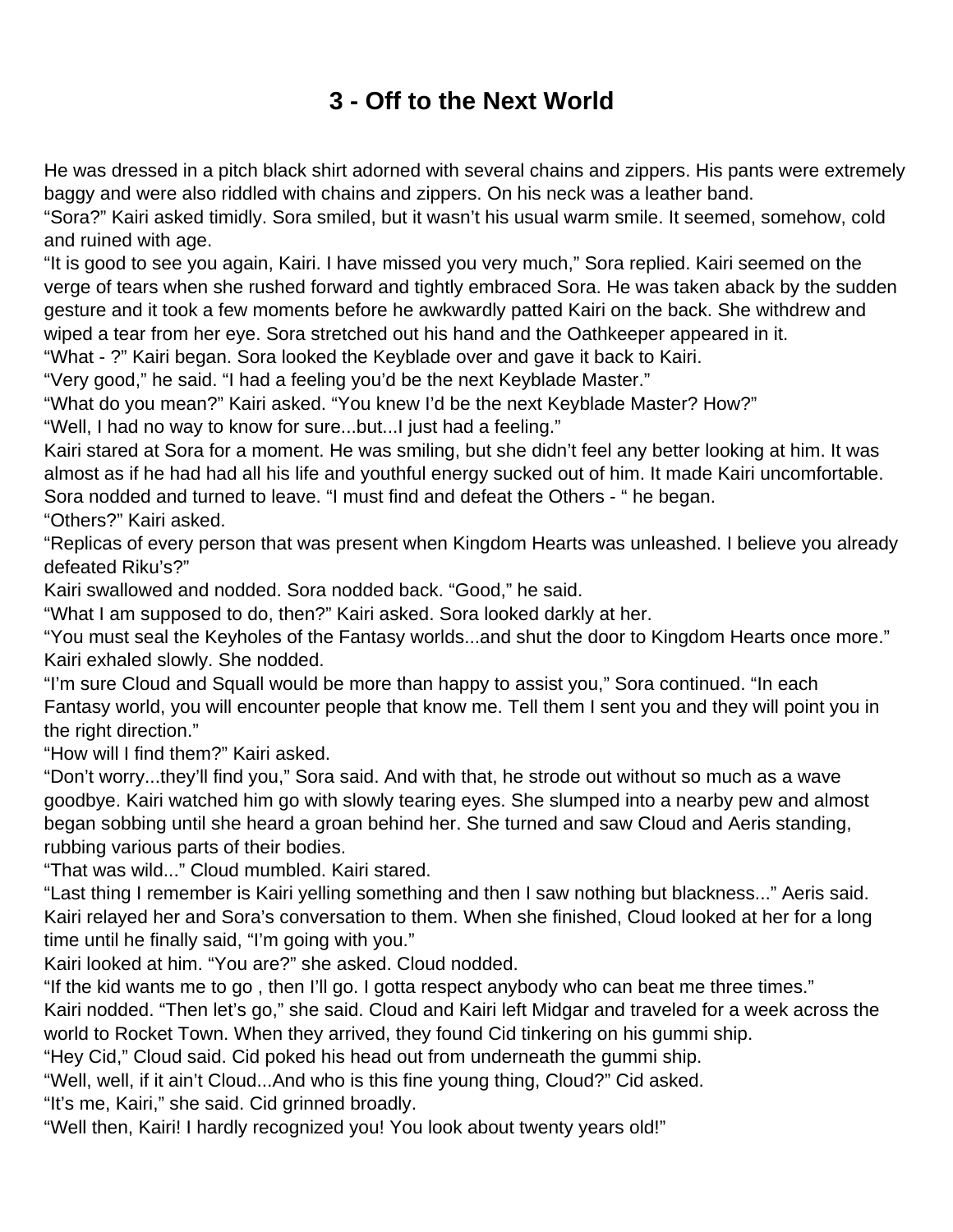# 3 - Off to the Next World

He was dressed in a pitch black shirt adorned with several chains and zippers. His pants were extremely baggy and were also riddled with chains and zippers. On his neck was a leather band.

"Sora?" Kairi asked timidly. Sora smiled, but it wasn't his usual warm smile. It seemed, somehow, cold and ruined with age.

"It is good to see you again, Kairi. I have missed you very much," Sora replied. Kairi seemed on the verge of tears when she rushed forward and tightly embraced Sora. He was taken aback by the sudden gesture and it took a few moments before he awkwardly patted Kairi on the back. She withdrew and wiped a tear from her eye. Sora stretched out his hand and the Oathkeeper appeared in it.

"What - ?" Kairi began. Sora looked the Keyblade over and gave it back to Kairi.

"Very good," he said. "I had a feeling you'd be the next Keyblade Master."

"What do you mean?" Kairi asked. "You knew I'd be the next Keyblade Master? How?"

"Well, I had no way to know for sure...but...I just had a feeling."

Kairi stared at Sora for a moment. He was smiling, but she didn't feel any better looking at him. It was almost as if he had had all his life and youthful energy sucked out of him. It made Kairi uncomfortable. Sora nodded and turned to leave. "I must find and defeat the Others - " he began.

"Others?" Kairi asked.

"Replicas of every person that was present when Kingdom Hearts was unleashed. I believe you already defeated Riku's?"

Kairi swallowed and nodded. Sora nodded back. "Good," he said.

"What I am supposed to do, then?" Kairi asked. Sora looked darkly at her.

"You must seal the Keyholes of the Fantasy worlds...and shut the door to Kingdom Hearts once more." Kairi exhaled slowly. She nodded.

"I'm sure Cloud and Squall would be more than happy to assist you," Sora continued. "In each Fantasy world, you will encounter people that know me. Tell them I sent you and they will point you in the right direction."

"How will I find them?" Kairi asked.

"Don't worry...they'll find you," Sora said. And with that, he strode out without so much as a wave goodbye. Kairi watched him go with slowly tearing eyes. She slumped into a nearby pew and almost began sobbing until she heard a groan behind her. She turned and saw Cloud and Aeris standing, rubbing various parts of their bodies.

"That was wild..." Cloud mumbled. Kairi stared.

"Last thing I remember is Kairi yelling something and then I saw nothing but blackness..." Aeris said. Kairi relayed her and Sora's conversation to them. When she finished, Cloud looked at her for a long time until he finally said, "I'm going with you."

Kairi looked at him. "You are?" she asked. Cloud nodded.

"If the kid wants me to go , then I'll go. I gotta respect anybody who can beat me three times."

Kairi nodded. "Then let's go," she said. Cloud and Kairi left Midgar and traveled for a week across the world to Rocket Town. When they arrived, they found Cid tinkering on his gummi ship.

"Hey Cid," Cloud said. Cid poked his head out from underneath the gummi ship.

"Well, well, if it ain't Cloud...And who is this fine young thing, Cloud?" Cid asked.

"It's me, Kairi," she said. Cid grinned broadly.

"Well then, Kairi! I hardly recognized you! You look about twenty years old!"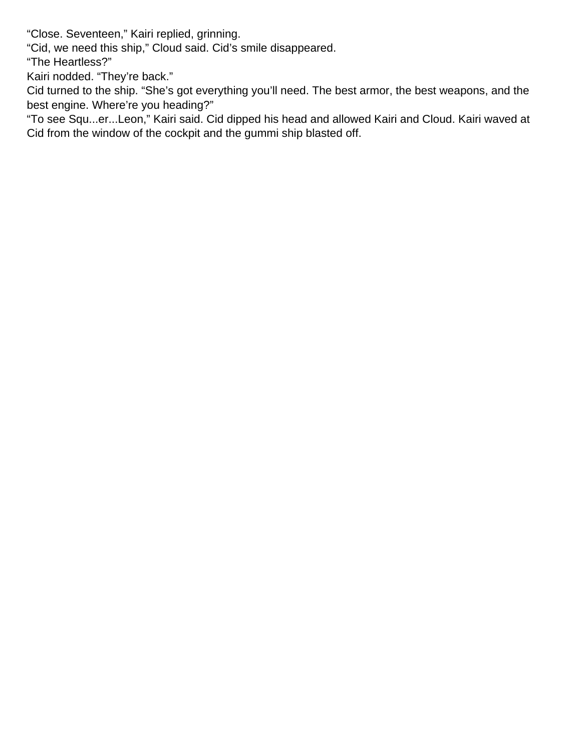"Close. Seventeen," Kairi replied, grinning.

"Cid, we need this ship," Cloud said. Cid's smile disappeared.

"The Heartless?"

Kairi nodded. "They're back."

Cid turned to the ship. "She's got everything you'll need. The best armor, the best weapons, and the best engine. Where're you heading?"

"To see Squ...er...Leon," Kairi said. Cid dipped his head and allowed Kairi and Cloud. Kairi waved at Cid from the window of the cockpit and the gummi ship blasted off.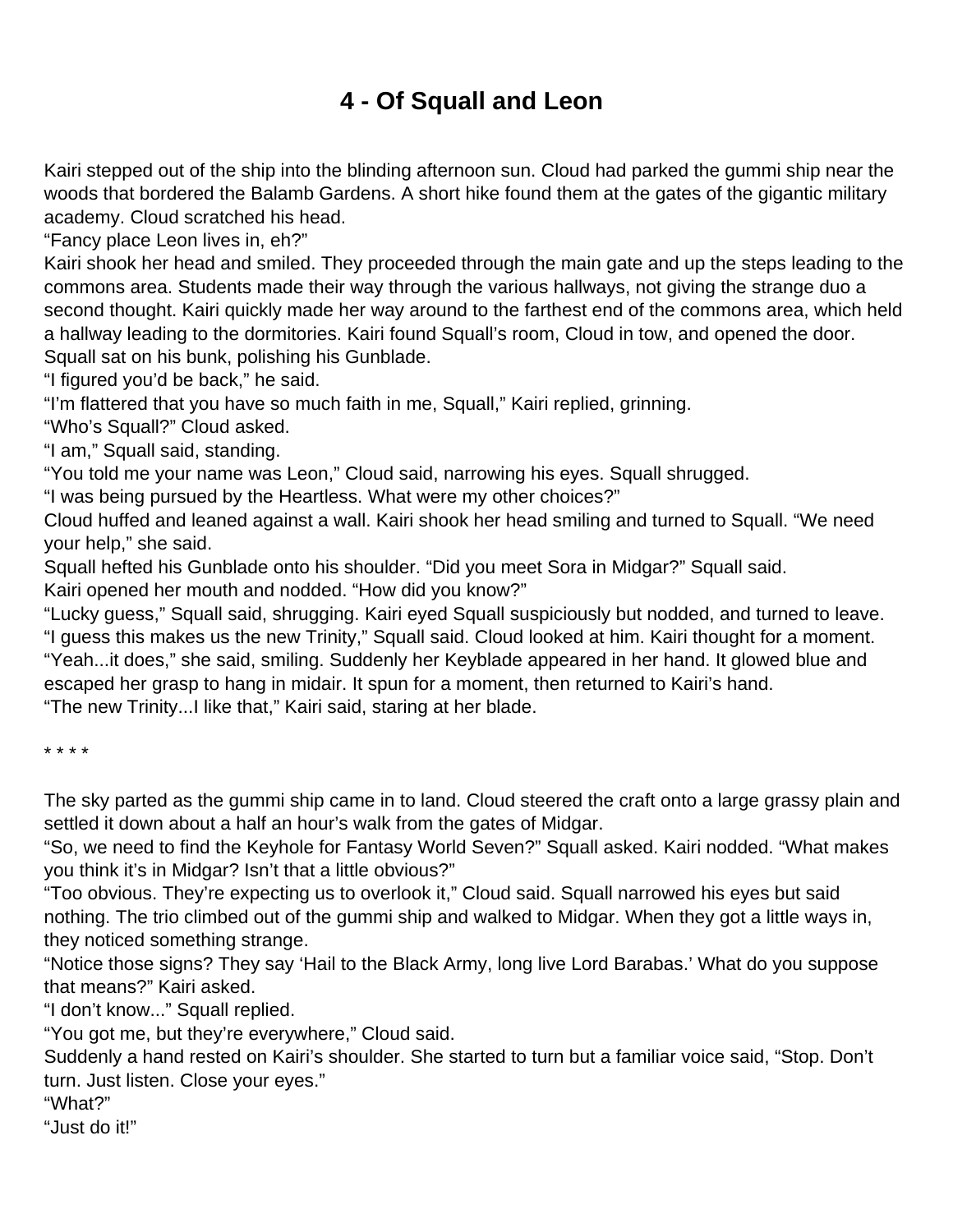# 4 - Of Squall and Leon

Kairi stepped out of the ship into the blinding afternoon sun. Cloud had parked the gummi ship near the woods that bordered the Balamb Gardens. A short hike found them at the gates of the gigantic military academy. Cloud scratched his head.

"Fancy place Leon lives in, eh?"

Kairi shook her head and smiled. They proceeded through the main gate and up the steps leading to the commons area. Students made their way through the various hallways, not giving the strange duo a second thought. Kairi quickly made her way around to the farthest end of the commons area, which held a hallway leading to the dormitories. Kairi found Squall's room, Cloud in tow, and opened the door. Squall sat on his bunk, polishing his Gunblade.

"I figured you'd be back," he said.

"I'm flattered that you have so much faith in me, Squall," Kairi replied, grinning.

"Who's Squall?" Cloud asked.

"I am," Squall said, standing.

"You told me your name was Leon," Cloud said, narrowing his eyes. Squall shrugged.

"I was being pursued by the Heartless. What were my other choices?"

Cloud huffed and leaned against a wall. Kairi shook her head smiling and turned to Squall. "We need your help," she said.

Squall hefted his Gunblade onto his shoulder. "Did you meet Sora in Midgar?" Squall said.

Kairi opened her mouth and nodded. "How did you know?"

"Lucky guess," Squall said, shrugging. Kairi eyed Squall suspiciously but nodded, and turned to leave.

"I guess this makes us the new Trinity," Squall said. Cloud looked at him. Kairi thought for a moment.

"Yeah...it does," she said, smiling. Suddenly her Keyblade appeared in her hand. It glowed blue and escaped her grasp to hang in midair. It spun for a moment, then returned to Kairi's hand.

"The new Trinity...I like that," Kairi said, staring at her blade.

* * * *

The sky parted as the gummi ship came in to land. Cloud steered the craft onto a large grassy plain and settled it down about a half an hour's walk from the gates of Midgar.

"So, we need to find the Keyhole for Fantasy World Seven?" Squall asked. Kairi nodded. "What makes you think it's in Midgar? Isn't that a little obvious?"

"Too obvious. They're expecting us to overlook it," Cloud said. Squall narrowed his eyes but said nothing. The trio climbed out of the gummi ship and walked to Midgar. When they got a little ways in, they noticed something strange.

"Notice those signs? They say 'Hail to the Black Army, long live Lord Barabas.' What do you suppose that means?" Kairi asked.

"I don't know..." Squall replied.

"You got me, but they're everywhere," Cloud said.

Suddenly a hand rested on Kairi's shoulder. She started to turn but a familiar voice said, "Stop. Don't turn. Just listen. Close your eyes."

"What?"

"Just do it!"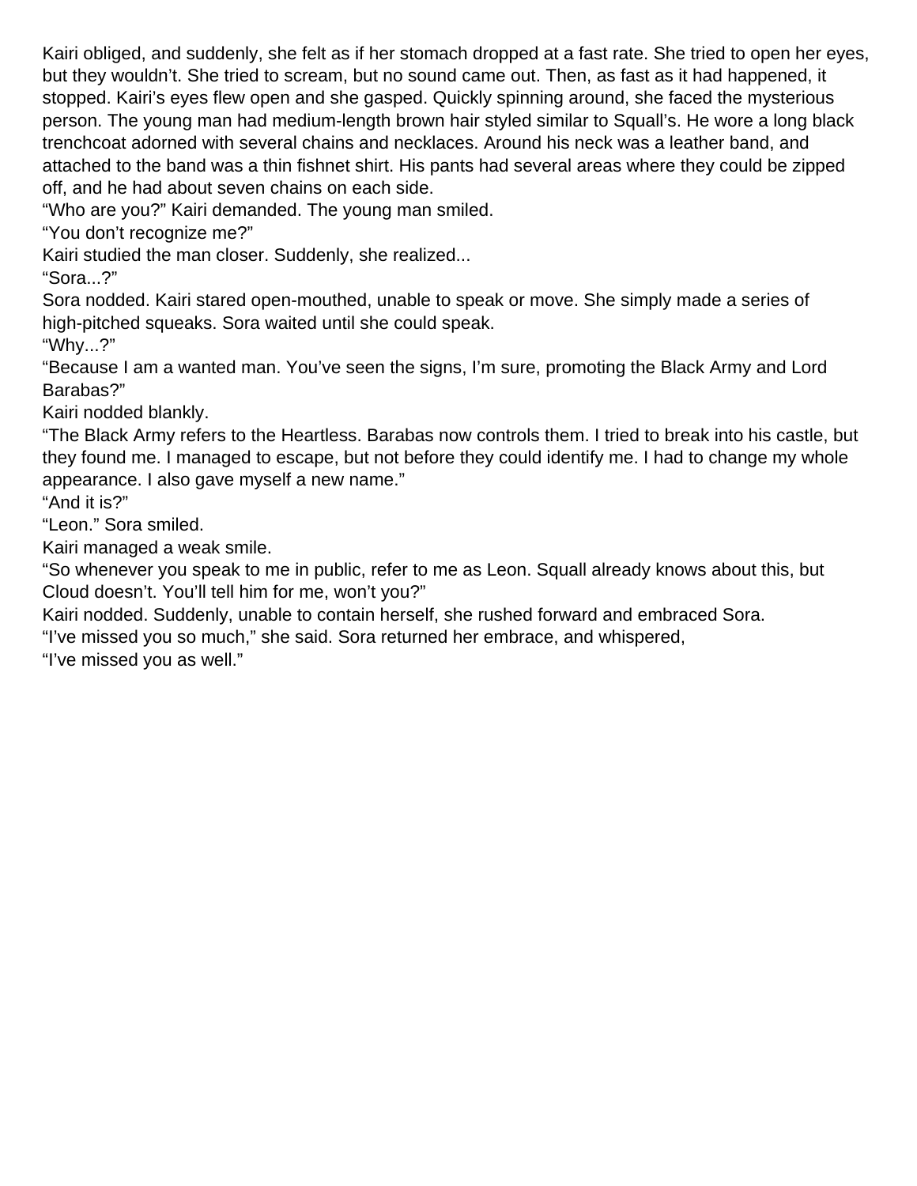Kairi obliged, and suddenly, she felt as if her stomach dropped at a fast rate. She tried to open her eyes, but they wouldn't. She tried to scream, but no sound came out. Then, as fast as it had happened, it stopped. Kairi's eyes flew open and she gasped. Quickly spinning around, she faced the mysterious person. The young man had medium-length brown hair styled similar to Squall's. He wore a long black trenchcoat adorned with several chains and necklaces. Around his neck was a leather band, and attached to the band was a thin fishnet shirt. His pants had several areas where they could be zipped off, and he had about seven chains on each side.

"Who are you?" Kairi demanded. The young man smiled.

"You don't recognize me?"

Kairi studied the man closer. Suddenly, she realized...

"Sora...?"

Sora nodded. Kairi stared open-mouthed, unable to speak or move. She simply made a series of high-pitched squeaks. Sora waited until she could speak.

"Why...?"

"Because I am a wanted man. You've seen the signs, I'm sure, promoting the Black Army and Lord Barabas?"

Kairi nodded blankly.

"The Black Army refers to the Heartless. Barabas now controls them. I tried to break into his castle, but they found me. I managed to escape, but not before they could identify me. I had to change my whole appearance. I also gave myself a new name."

"And it is?"

"Leon." Sora smiled.

Kairi managed a weak smile.

"So whenever you speak to me in public, refer to me as Leon. Squall already knows about this, but Cloud doesn't. You'll tell him for me, won't you?"

Kairi nodded. Suddenly, unable to contain herself, she rushed forward and embraced Sora.

"I've missed you so much," she said. Sora returned her embrace, and whispered,

"I've missed you as well."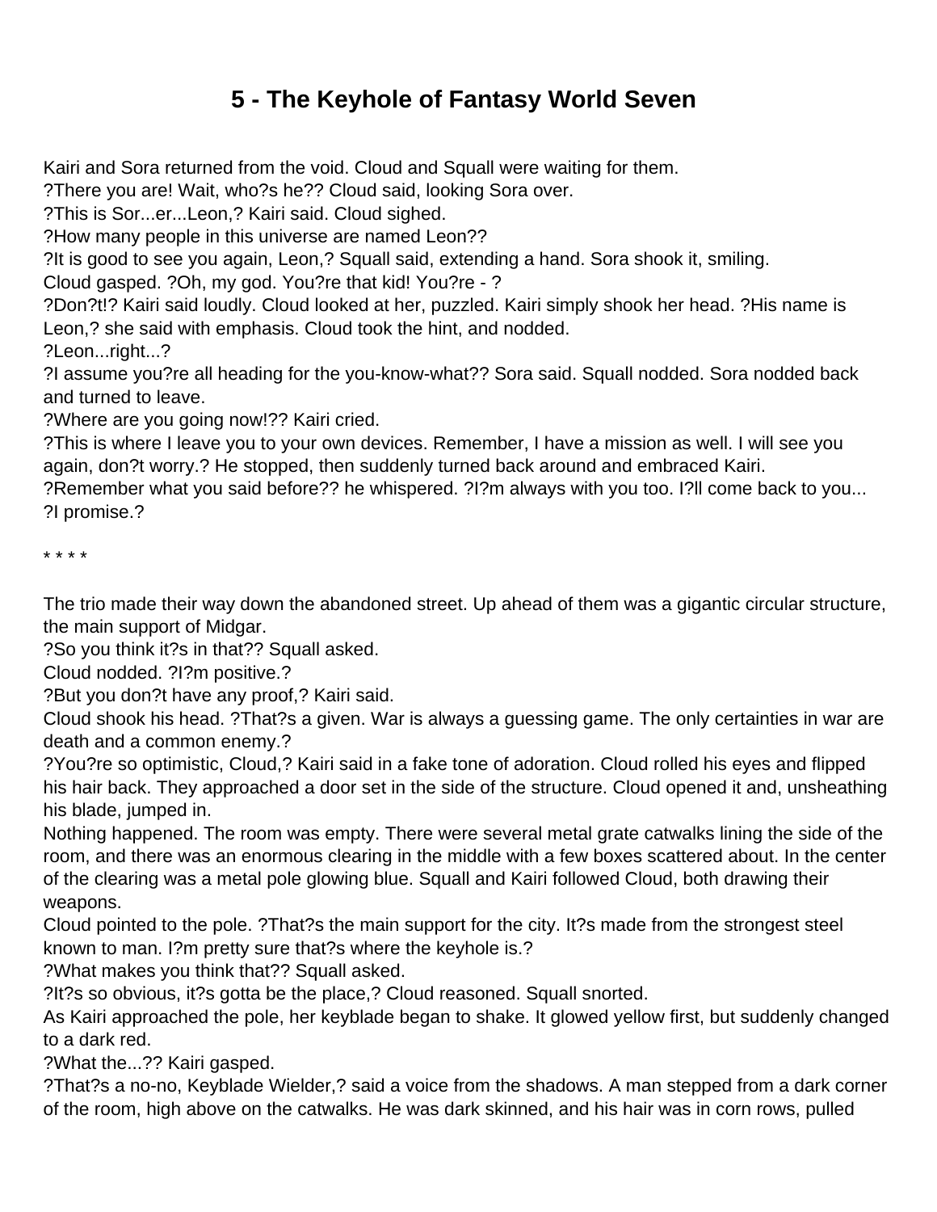# 5 - The Keyhole of Fantasy World Seven

Kairi and Sora returned from the void. Cloud and Squall were waiting for them.
?There you are! Wait, who?s he?? Cloud said, looking Sora over.
?This is Sor...er...Leon,? Kairi said. Cloud sighed.
?How many people in this universe are named Leon??
?It is good to see you again, Leon,? Squall said, extending a hand. Sora shook it, smiling.
Cloud gasped. ?Oh, my god. You?re that kid! You?re - ?
?Don?t!? Kairi said loudly. Cloud looked at her, puzzled. Kairi simply shook her head. ?His name is Leon,? she said with emphasis. Cloud took the hint, and nodded.
?Leon...right...?
?I assume you?re all heading for the you-know-what?? Sora said. Squall nodded. Sora nodded back and turned to leave.
?Where are you going now!?? Kairi cried.
?This is where I leave you to your own devices. Remember, I have a mission as well. I will see you again, don?t worry.? He stopped, then suddenly turned back around and embraced Kairi.
?Remember what you said before?? he whispered. ?I?m always with you too. I?ll come back to you...
?I promise.?

* * * *

The trio made their way down the abandoned street. Up ahead of them was a gigantic circular structure, the main support of Midgar.
?So you think it?s in that?? Squall asked.
Cloud nodded. ?I?m positive.?
?But you don?t have any proof,? Kairi said.
Cloud shook his head. ?That?s a given. War is always a guessing game. The only certainties in war are death and a common enemy.?
?You?re so optimistic, Cloud,? Kairi said in a fake tone of adoration. Cloud rolled his eyes and flipped his hair back. They approached a door set in the side of the structure. Cloud opened it and, unsheathing his blade, jumped in.
Nothing happened. The room was empty. There were several metal grate catwalks lining the side of the room, and there was an enormous clearing in the middle with a few boxes scattered about. In the center of the clearing was a metal pole glowing blue. Squall and Kairi followed Cloud, both drawing their weapons.
Cloud pointed to the pole. ?That?s the main support for the city. It?s made from the strongest steel known to man. I?m pretty sure that?s where the keyhole is.?
?What makes you think that?? Squall asked.
?It?s so obvious, it?s gotta be the place,? Cloud reasoned. Squall snorted.
As Kairi approached the pole, her keyblade began to shake. It glowed yellow first, but suddenly changed to a dark red.
?What the...?? Kairi gasped.
?That?s a no-no, Keyblade Wielder,? said a voice from the shadows. A man stepped from a dark corner of the room, high above on the catwalks. He was dark skinned, and his hair was in corn rows, pulled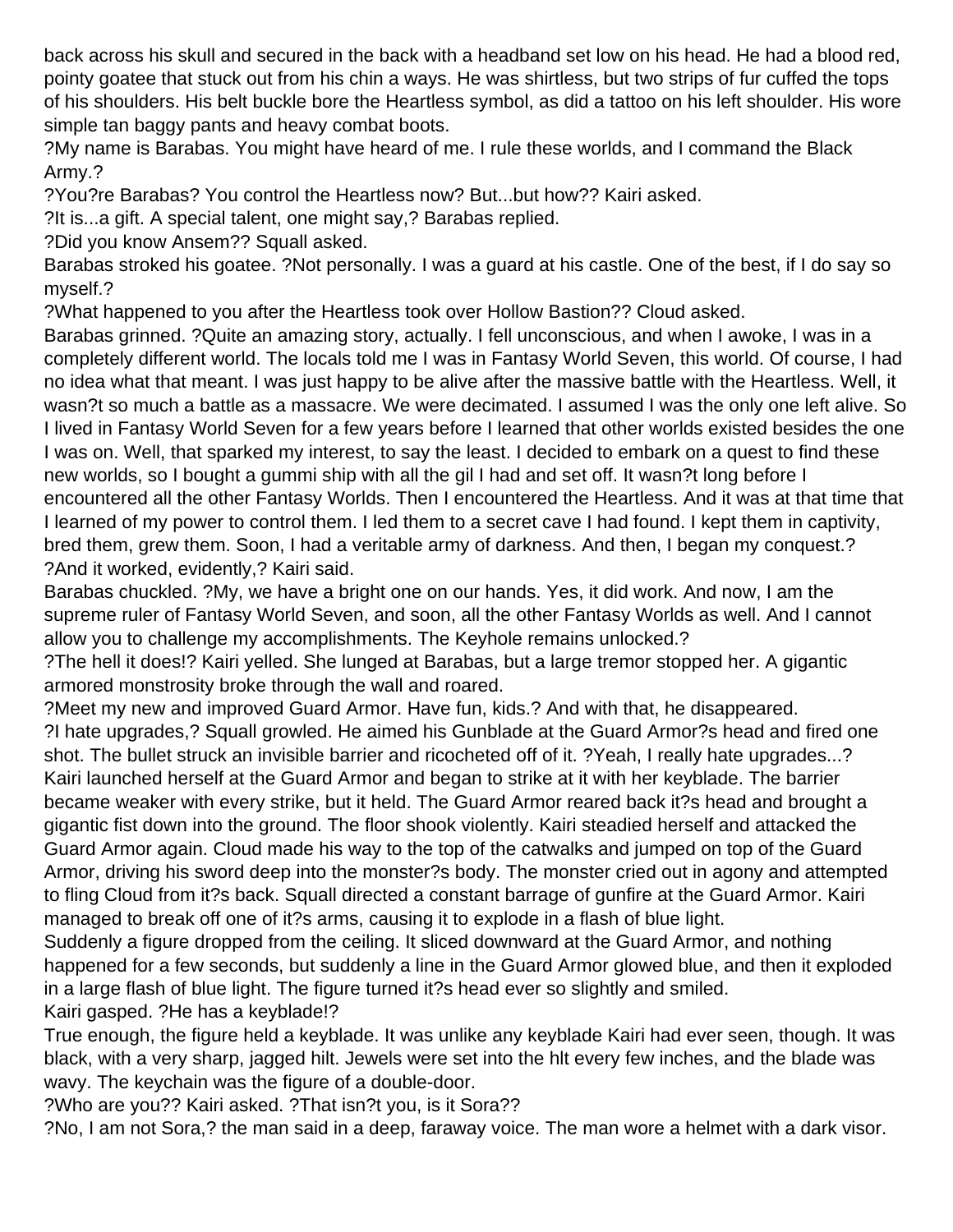back across his skull and secured in the back with a headband set low on his head. He had a blood red, pointy goatee that stuck out from his chin a ways. He was shirtless, but two strips of fur cuffed the tops of his shoulders. His belt buckle bore the Heartless symbol, as did a tattoo on his left shoulder. His wore simple tan baggy pants and heavy combat boots.

?My name is Barabas. You might have heard of me. I rule these worlds, and I command the Black Army.?

?You?re Barabas? You control the Heartless now? But...but how?? Kairi asked.

?It is...a gift. A special talent, one might say,? Barabas replied.

?Did you know Ansem?? Squall asked.

Barabas stroked his goatee. ?Not personally. I was a guard at his castle. One of the best, if I do say so myself.?

?What happened to you after the Heartless took over Hollow Bastion?? Cloud asked.

Barabas grinned. ?Quite an amazing story, actually. I fell unconscious, and when I awoke, I was in a completely different world. The locals told me I was in Fantasy World Seven, this world. Of course, I had no idea what that meant. I was just happy to be alive after the massive battle with the Heartless. Well, it wasn?t so much a battle as a massacre. We were decimated. I assumed I was the only one left alive. So I lived in Fantasy World Seven for a few years before I learned that other worlds existed besides the one I was on. Well, that sparked my interest, to say the least. I decided to embark on a quest to find these new worlds, so I bought a gummi ship with all the gil I had and set off. It wasn?t long before I encountered all the other Fantasy Worlds. Then I encountered the Heartless. And it was at that time that I learned of my power to control them. I led them to a secret cave I had found. I kept them in captivity, bred them, grew them. Soon, I had a veritable army of darkness. And then, I began my conquest.?

?And it worked, evidently,? Kairi said.

Barabas chuckled. ?My, we have a bright one on our hands. Yes, it did work. And now, I am the supreme ruler of Fantasy World Seven, and soon, all the other Fantasy Worlds as well. And I cannot allow you to challenge my accomplishments. The Keyhole remains unlocked.?

?The hell it does!? Kairi yelled. She lunged at Barabas, but a large tremor stopped her. A gigantic armored monstrosity broke through the wall and roared.

?Meet my new and improved Guard Armor. Have fun, kids.? And with that, he disappeared.

?I hate upgrades,? Squall growled. He aimed his Gunblade at the Guard Armor?s head and fired one shot. The bullet struck an invisible barrier and ricocheted off of it. ?Yeah, I really hate upgrades...?

Kairi launched herself at the Guard Armor and began to strike at it with her keyblade. The barrier became weaker with every strike, but it held. The Guard Armor reared back it?s head and brought a gigantic fist down into the ground. The floor shook violently. Kairi steadied herself and attacked the Guard Armor again. Cloud made his way to the top of the catwalks and jumped on top of the Guard Armor, driving his sword deep into the monster?s body. The monster cried out in agony and attempted to fling Cloud from it?s back. Squall directed a constant barrage of gunfire at the Guard Armor. Kairi managed to break off one of it?s arms, causing it to explode in a flash of blue light.

Suddenly a figure dropped from the ceiling. It sliced downward at the Guard Armor, and nothing happened for a few seconds, but suddenly a line in the Guard Armor glowed blue, and then it exploded in a large flash of blue light. The figure turned it?s head ever so slightly and smiled.

Kairi gasped. ?He has a keyblade!?

True enough, the figure held a keyblade. It was unlike any keyblade Kairi had ever seen, though. It was black, with a very sharp, jagged hilt. Jewels were set into the hlt every few inches, and the blade was wavy. The keychain was the figure of a double-door.

?Who are you?? Kairi asked. ?That isn?t you, is it Sora??

?No, I am not Sora,? the man said in a deep, faraway voice. The man wore a helmet with a dark visor.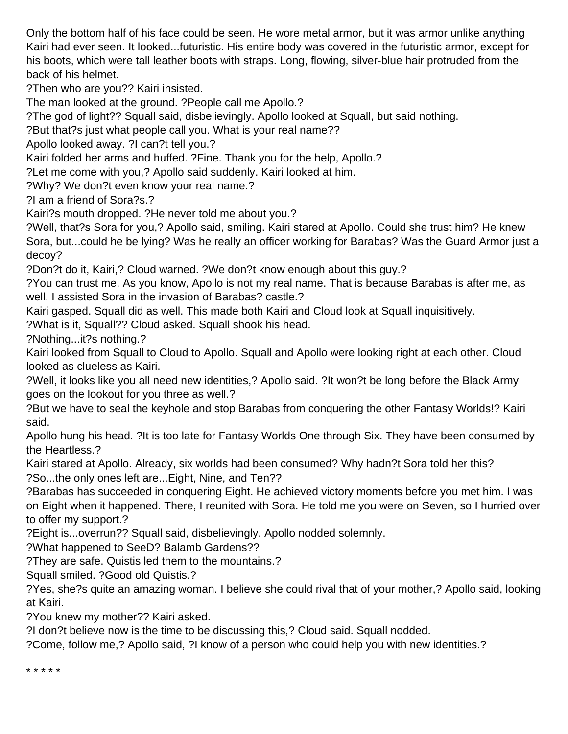Only the bottom half of his face could be seen. He wore metal armor, but it was armor unlike anything Kairi had ever seen. It looked...futuristic. His entire body was covered in the futuristic armor, except for his boots, which were tall leather boots with straps. Long, flowing, silver-blue hair protruded from the back of his helmet.

?Then who are you?? Kairi insisted.

The man looked at the ground. ?People call me Apollo.?

?The god of light?? Squall said, disbelievingly. Apollo looked at Squall, but said nothing.

?But that?s just what people call you. What is your real name??

Apollo looked away. ?I can?t tell you.?

Kairi folded her arms and huffed. ?Fine. Thank you for the help, Apollo.?

?Let me come with you,? Apollo said suddenly. Kairi looked at him.

?Why? We don?t even know your real name.?

?I am a friend of Sora?s.?

Kairi?s mouth dropped. ?He never told me about you.?

?Well, that?s Sora for you,? Apollo said, smiling. Kairi stared at Apollo. Could she trust him? He knew Sora, but...could he be lying? Was he really an officer working for Barabas? Was the Guard Armor just a decoy?

?Don?t do it, Kairi,? Cloud warned. ?We don?t know enough about this guy.?

?You can trust me. As you know, Apollo is not my real name. That is because Barabas is after me, as well. I assisted Sora in the invasion of Barabas? castle.?

Kairi gasped. Squall did as well. This made both Kairi and Cloud look at Squall inquisitively.

?What is it, Squall?? Cloud asked. Squall shook his head.

?Nothing...it?s nothing.?

Kairi looked from Squall to Cloud to Apollo. Squall and Apollo were looking right at each other. Cloud looked as clueless as Kairi.

?Well, it looks like you all need new identities,? Apollo said. ?It won?t be long before the Black Army goes on the lookout for you three as well.?

?But we have to seal the keyhole and stop Barabas from conquering the other Fantasy Worlds!? Kairi said.

Apollo hung his head. ?It is too late for Fantasy Worlds One through Six. They have been consumed by the Heartless.?

Kairi stared at Apollo. Already, six worlds had been consumed? Why hadn?t Sora told her this?

?So...the only ones left are...Eight, Nine, and Ten??

?Barabas has succeeded in conquering Eight. He achieved victory moments before you met him. I was on Eight when it happened. There, I reunited with Sora. He told me you were on Seven, so I hurried over to offer my support.?

?Eight is...overrun?? Squall said, disbelievingly. Apollo nodded solemnly.

?What happened to SeeD? Balamb Gardens??

?They are safe. Quistis led them to the mountains.?

Squall smiled. ?Good old Quistis.?

?Yes, she?s quite an amazing woman. I believe she could rival that of your mother,? Apollo said, looking at Kairi.

?You knew my mother?? Kairi asked.

?I don?t believe now is the time to be discussing this,? Cloud said. Squall nodded.

?Come, follow me,? Apollo said, ?I know of a person who could help you with new identities.?

* * * * *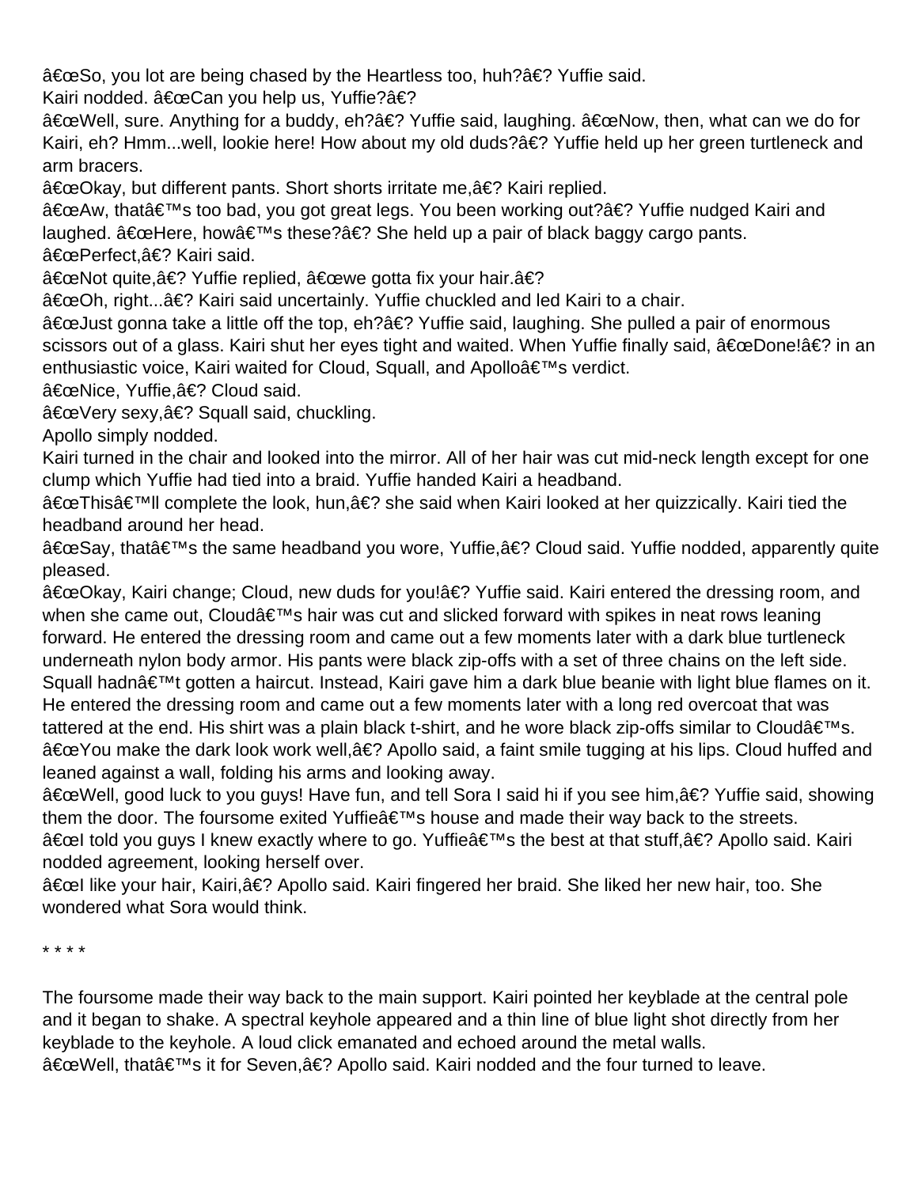â€œSo, you lot are being chased by the Heartless too, huh?â€? Yuffie said.

Kairi nodded. â€œCan you help us, Yuffie?â€?

â€œWell, sure. Anything for a buddy, eh?â€? Yuffie said, laughing. â€œNow, then, what can we do for Kairi, eh? Hmm...well, lookie here! How about my old duds?â€? Yuffie held up her green turtleneck and arm bracers.

â€œOkay, but different pants. Short shorts irritate me,â€? Kairi replied.

â€œAw, thatâ€™s too bad, you got great legs. You been working out?â€? Yuffie nudged Kairi and laughed. â€œHere, howâ€™s these?â€? She held up a pair of black baggy cargo pants.

â€œPerfect,â€? Kairi said.

â€œNot quite,â€? Yuffie replied, â€œwe gotta fix your hair.â€?

â€œOh, right...â€? Kairi said uncertainly. Yuffie chuckled and led Kairi to a chair.

â€œJust gonna take a little off the top, eh?â€? Yuffie said, laughing. She pulled a pair of enormous scissors out of a glass. Kairi shut her eyes tight and waited. When Yuffie finally said, â€œDone!â€? in an enthusiastic voice, Kairi waited for Cloud, Squall, and Apolloâ€™s verdict.

â€œNice, Yuffie,â€? Cloud said.

â€œVery sexy,â€? Squall said, chuckling.

Apollo simply nodded.

Kairi turned in the chair and looked into the mirror. All of her hair was cut mid-neck length except for one clump which Yuffie had tied into a braid. Yuffie handed Kairi a headband.

â€œThisâ€™ll complete the look, hun,â€? she said when Kairi looked at her quizzically. Kairi tied the headband around her head.

â€œSay, thatâ€™s the same headband you wore, Yuffie,â€? Cloud said. Yuffie nodded, apparently quite pleased.

â€œOkay, Kairi change; Cloud, new duds for you!â€? Yuffie said. Kairi entered the dressing room, and when she came out, Cloudâ€™s hair was cut and slicked forward with spikes in neat rows leaning forward. He entered the dressing room and came out a few moments later with a dark blue turtleneck underneath nylon body armor. His pants were black zip-offs with a set of three chains on the left side. Squall hadnâ€™t gotten a haircut. Instead, Kairi gave him a dark blue beanie with light blue flames on it. He entered the dressing room and came out a few moments later with a long red overcoat that was tattered at the end. His shirt was a plain black t-shirt, and he wore black zip-offs similar to Cloudâ€™s.

â€œYou make the dark look work well,â€? Apollo said, a faint smile tugging at his lips. Cloud huffed and leaned against a wall, folding his arms and looking away.

â€œWell, good luck to you guys! Have fun, and tell Sora I said hi if you see him,â€? Yuffie said, showing them the door. The foursome exited Yuffieâ€™s house and made their way back to the streets.

â€œI told you guys I knew exactly where to go. Yuffieâ€™s the best at that stuff,â€? Apollo said. Kairi nodded agreement, looking herself over.

â€œI like your hair, Kairi,â€? Apollo said. Kairi fingered her braid. She liked her new hair, too. She wondered what Sora would think.

* * * *

The foursome made their way back to the main support. Kairi pointed her keyblade at the central pole and it began to shake. A spectral keyhole appeared and a thin line of blue light shot directly from her keyblade to the keyhole. A loud click emanated and echoed around the metal walls.

â€œWell, thatâ€™s it for Seven,â€? Apollo said. Kairi nodded and the four turned to leave.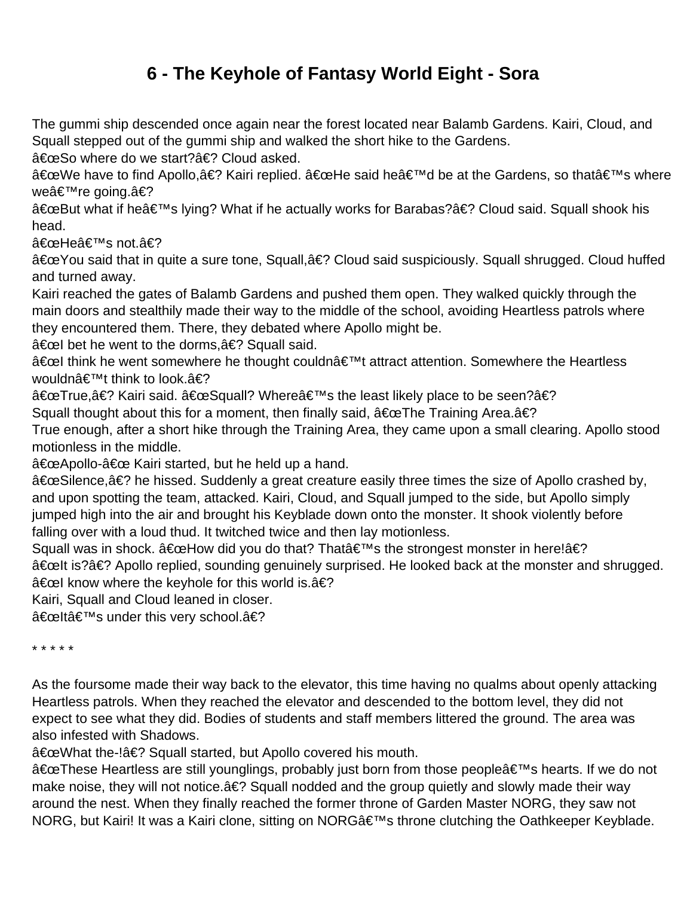# 6 - The Keyhole of Fantasy World Eight - Sora

The gummi ship descended once again near the forest located near Balamb Gardens. Kairi, Cloud, and Squall stepped out of the gummi ship and walked the short hike to the Gardens.

â€œSo where do we start?â€? Cloud asked.

â€œWe have to find Apollo,â€? Kairi replied. â€œHe said heâ€™d be at the Gardens, so thatâ€™s where weâ€™re going.â€?

â€œBut what if heâ€™s lying? What if he actually works for Barabas?â€? Cloud said. Squall shook his head.

â€œHeâ€™s not.â€?

â€œYou said that in quite a sure tone, Squall,â€? Cloud said suspiciously. Squall shrugged. Cloud huffed and turned away.

Kairi reached the gates of Balamb Gardens and pushed them open. They walked quickly through the main doors and stealthily made their way to the middle of the school, avoiding Heartless patrols where they encountered them. There, they debated where Apollo might be.

â€œI bet he went to the dorms,â€? Squall said.

â€œI think he went somewhere he thought couldnâ€™t attract attention. Somewhere the Heartless wouldnâ€™t think to look.â€?

â€œTrue,â€? Kairi said. â€œSquall? Whereâ€™s the least likely place to be seen?â€?

Squall thought about this for a moment, then finally said, â€œThe Training Area.â€?

True enough, after a short hike through the Training Area, they came upon a small clearing. Apollo stood motionless in the middle.

â€œApollo-â€œ Kairi started, but he held up a hand.

â€œSilence,â€? he hissed. Suddenly a great creature easily three times the size of Apollo crashed by, and upon spotting the team, attacked. Kairi, Cloud, and Squall jumped to the side, but Apollo simply jumped high into the air and brought his Keyblade down onto the monster. It shook violently before falling over with a loud thud. It twitched twice and then lay motionless.

Squall was in shock. â€œHow did you do that? Thatâ€™s the strongest monster in here!â€?

â€œIt is?â€? Apollo replied, sounding genuinely surprised. He looked back at the monster and shrugged. â€œI know where the keyhole for this world is.â€?

Kairi, Squall and Cloud leaned in closer.

â€œItâ€™s under this very school.â€?

* * * * *

As the foursome made their way back to the elevator, this time having no qualms about openly attacking Heartless patrols. When they reached the elevator and descended to the bottom level, they did not expect to see what they did. Bodies of students and staff members littered the ground. The area was also infested with Shadows.

â€œWhat the-!â€? Squall started, but Apollo covered his mouth.

â€œThese Heartless are still younglings, probably just born from those peopleâ€™s hearts. If we do not make noise, they will not notice.â€? Squall nodded and the group quietly and slowly made their way around the nest. When they finally reached the former throne of Garden Master NORG, they saw not NORG, but Kairi! It was a Kairi clone, sitting on NORGâ€™s throne clutching the Oathkeeper Keyblade.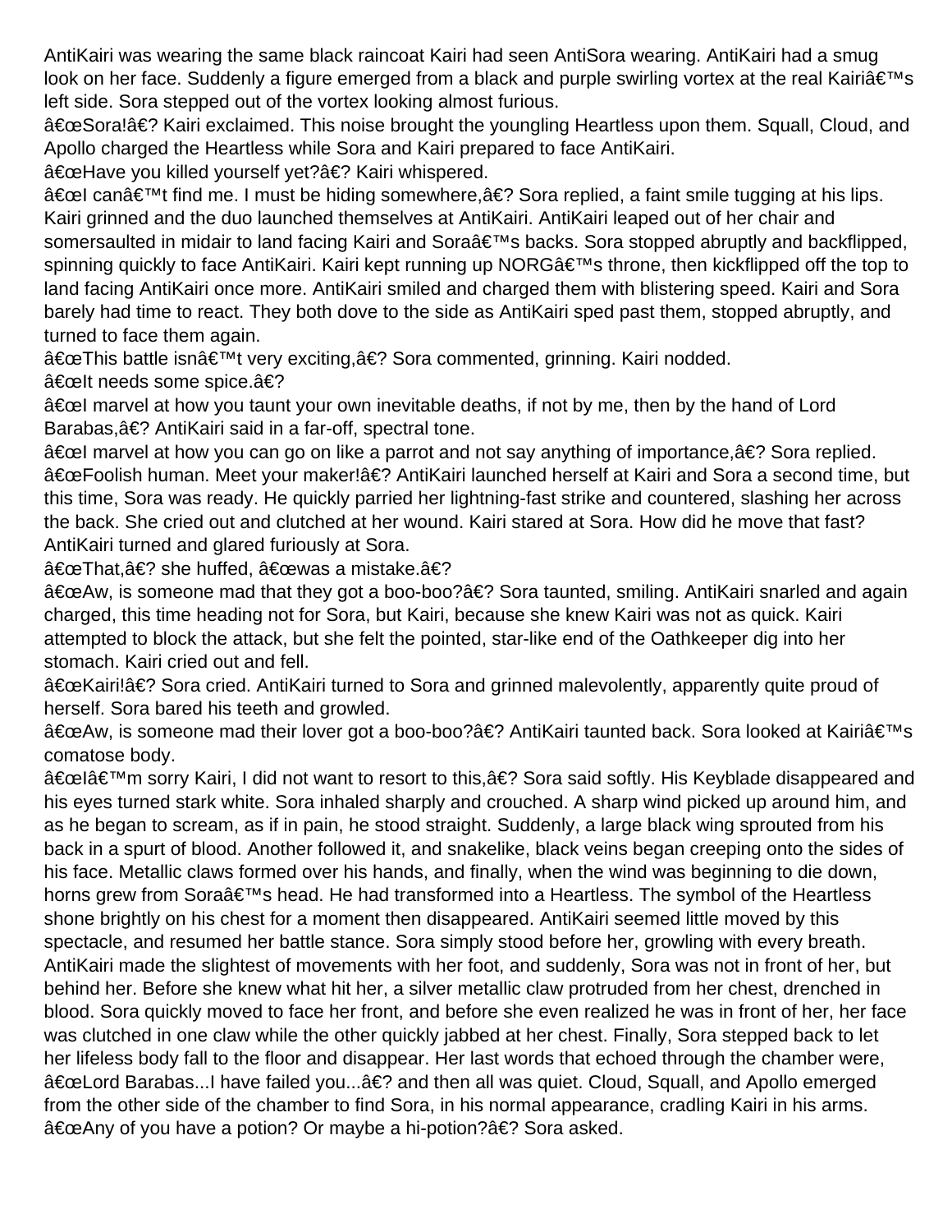AntiKairi was wearing the same black raincoat Kairi had seen AntiSora wearing. AntiKairi had a smug look on her face. Suddenly a figure emerged from a black and purple swirling vortex at the real Kairiâ€™s left side. Sora stepped out of the vortex looking almost furious.

â€œSora!â€? Kairi exclaimed. This noise brought the youngling Heartless upon them. Squall, Cloud, and Apollo charged the Heartless while Sora and Kairi prepared to face AntiKairi.

â€œHave you killed yourself yet?â€? Kairi whispered.

â€œI canâ€™t find me. I must be hiding somewhere,â€? Sora replied, a faint smile tugging at his lips. Kairi grinned and the duo launched themselves at AntiKairi. AntiKairi leaped out of her chair and somersaulted in midair to land facing Kairi and Soraâ€™s backs. Sora stopped abruptly and backflipped, spinning quickly to face AntiKairi. Kairi kept running up NORGâ€™s throne, then kickflipped off the top to land facing AntiKairi once more. AntiKairi smiled and charged them with blistering speed. Kairi and Sora barely had time to react. They both dove to the side as AntiKairi sped past them, stopped abruptly, and turned to face them again.

â€œThis battle isnâ€™t very exciting,â€? Sora commented, grinning. Kairi nodded.

â€œIt needs some spice.â€?

â€œI marvel at how you taunt your own inevitable deaths, if not by me, then by the hand of Lord Barabas,â€? AntiKairi said in a far-off, spectral tone.

â€œI marvel at how you can go on like a parrot and not say anything of importance,â€? Sora replied.

â€œFoolish human. Meet your maker!â€? AntiKairi launched herself at Kairi and Sora a second time, but this time, Sora was ready. He quickly parried her lightning-fast strike and countered, slashing her across the back. She cried out and clutched at her wound. Kairi stared at Sora. How did he move that fast? AntiKairi turned and glared furiously at Sora.

â€œThat,â€? she huffed, â€œwas a mistake.â€?

â€œAw, is someone mad that they got a boo-boo?â€? Sora taunted, smiling. AntiKairi snarled and again charged, this time heading not for Sora, but Kairi, because she knew Kairi was not as quick. Kairi attempted to block the attack, but she felt the pointed, star-like end of the Oathkeeper dig into her stomach. Kairi cried out and fell.

â€œKairi!â€? Sora cried. AntiKairi turned to Sora and grinned malevolently, apparently quite proud of herself. Sora bared his teeth and growled.

â€œAw, is someone mad their lover got a boo-boo?â€? AntiKairi taunted back. Sora looked at Kairiâ€™s comatose body.

â€œIâ€™m sorry Kairi, I did not want to resort to this,â€? Sora said softly. His Keyblade disappeared and his eyes turned stark white. Sora inhaled sharply and crouched. A sharp wind picked up around him, and as he began to scream, as if in pain, he stood straight. Suddenly, a large black wing sprouted from his back in a spurt of blood. Another followed it, and snakelike, black veins began creeping onto the sides of his face. Metallic claws formed over his hands, and finally, when the wind was beginning to die down, horns grew from Soraâ€™s head. He had transformed into a Heartless. The symbol of the Heartless shone brightly on his chest for a moment then disappeared. AntiKairi seemed little moved by this spectacle, and resumed her battle stance. Sora simply stood before her, growling with every breath. AntiKairi made the slightest of movements with her foot, and suddenly, Sora was not in front of her, but behind her. Before she knew what hit her, a silver metallic claw protruded from her chest, drenched in blood. Sora quickly moved to face her front, and before she even realized he was in front of her, her face was clutched in one claw while the other quickly jabbed at her chest. Finally, Sora stepped back to let her lifeless body fall to the floor and disappear. Her last words that echoed through the chamber were, â€œLord Barabas...I have failed you...â€? and then all was quiet. Cloud, Squall, and Apollo emerged from the other side of the chamber to find Sora, in his normal appearance, cradling Kairi in his arms.

â€œAny of you have a potion? Or maybe a hi-potion?â€? Sora asked.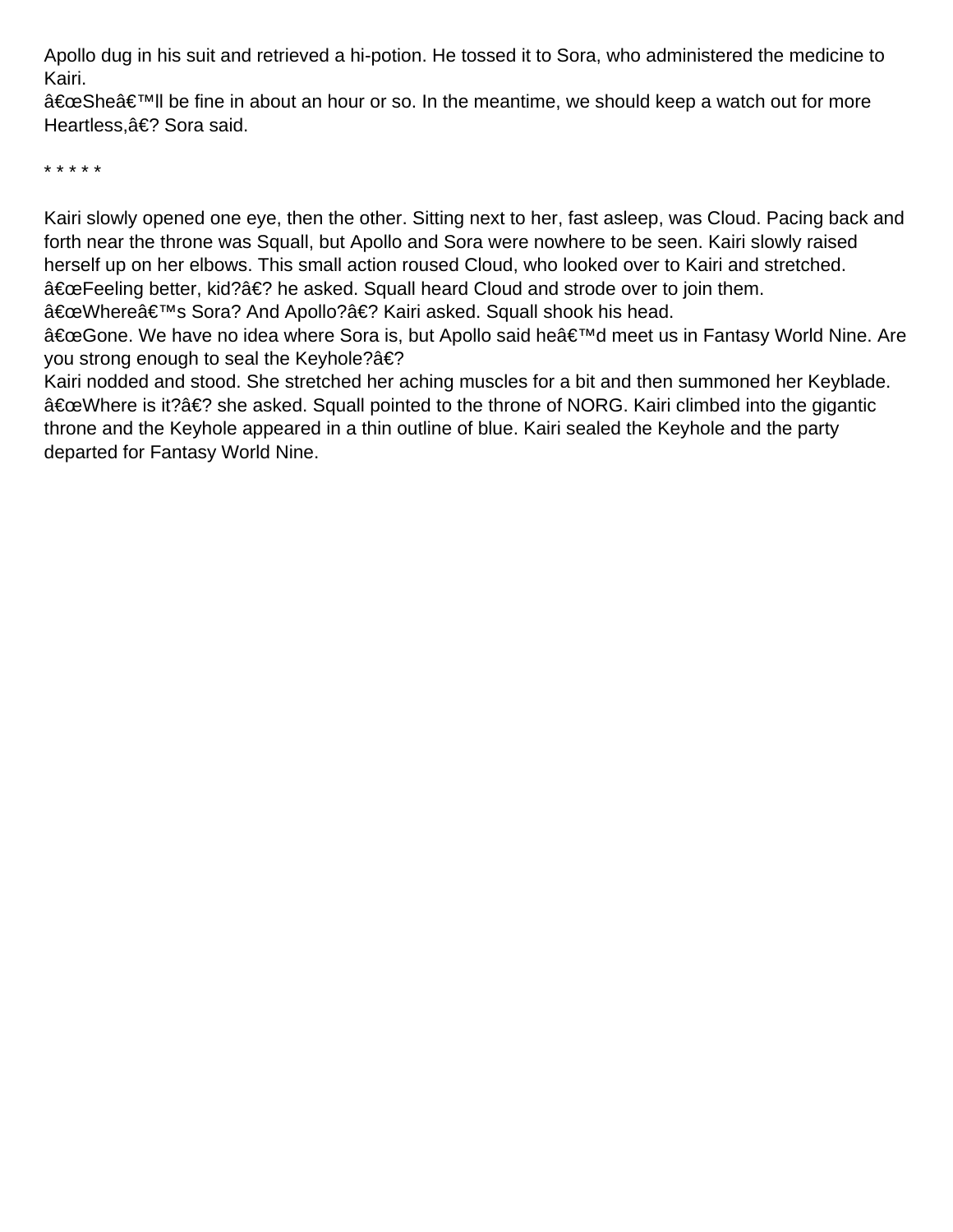Apollo dug in his suit and retrieved a hi-potion. He tossed it to Sora, who administered the medicine to Kairi.
â€œSheâ€™ll be fine in about an hour or so. In the meantime, we should keep a watch out for more Heartless,â€? Sora said.

* * * * *

Kairi slowly opened one eye, then the other. Sitting next to her, fast asleep, was Cloud. Pacing back and forth near the throne was Squall, but Apollo and Sora were nowhere to be seen. Kairi slowly raised herself up on her elbows. This small action roused Cloud, who looked over to Kairi and stretched.
â€œFeeling better, kid?â€? he asked. Squall heard Cloud and strode over to join them.
â€œWhereâ€™s Sora? And Apollo?â€? Kairi asked. Squall shook his head.
â€œGone. We have no idea where Sora is, but Apollo said heâ€™d meet us in Fantasy World Nine. Are you strong enough to seal the Keyhole?â€?
Kairi nodded and stood. She stretched her aching muscles for a bit and then summoned her Keyblade.
â€œWhere is it?â€? she asked. Squall pointed to the throne of NORG. Kairi climbed into the gigantic throne and the Keyhole appeared in a thin outline of blue. Kairi sealed the Keyhole and the party departed for Fantasy World Nine.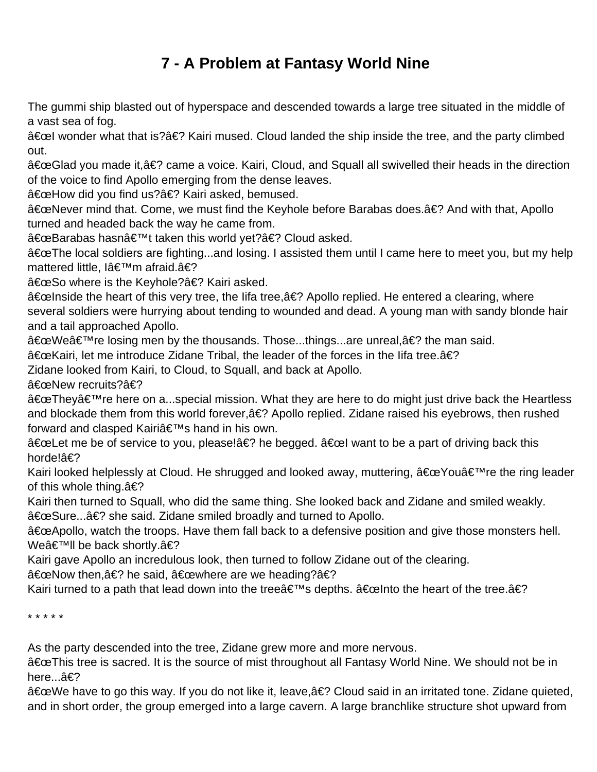# 7 - A Problem at Fantasy World Nine

The gummi ship blasted out of hyperspace and descended towards a large tree situated in the middle of a vast sea of fog.

â€œI wonder what that is?â€? Kairi mused. Cloud landed the ship inside the tree, and the party climbed out.

â€œGlad you made it,â€? came a voice. Kairi, Cloud, and Squall all swivelled their heads in the direction of the voice to find Apollo emerging from the dense leaves.

â€œHow did you find us?â€? Kairi asked, bemused.

â€œNever mind that. Come, we must find the Keyhole before Barabas does.â€? And with that, Apollo turned and headed back the way he came from.

â€œBarabas hasnâ€™t taken this world yet?â€? Cloud asked.

â€œThe local soldiers are fighting...and losing. I assisted them until I came here to meet you, but my help mattered little, Iâ€™m afraid.â€?

â€œSo where is the Keyhole?â€? Kairi asked.

â€œInside the heart of this very tree, the Iifa tree,â€? Apollo replied. He entered a clearing, where several soldiers were hurrying about tending to wounded and dead. A young man with sandy blonde hair and a tail approached Apollo.

â€œWeâ€™re losing men by the thousands. Those...things...are unreal,â€? the man said.

â€œKairi, let me introduce Zidane Tribal, the leader of the forces in the Iifa tree.â€?

Zidane looked from Kairi, to Cloud, to Squall, and back at Apollo.

â€œNew recruits?â€?

â€œTheyâ€™re here on a...special mission. What they are here to do might just drive back the Heartless and blockade them from this world forever,â€? Apollo replied. Zidane raised his eyebrows, then rushed forward and clasped Kairiâ€™s hand in his own.

â€œLet me be of service to you, please!â€? he begged. â€œI want to be a part of driving back this horde!â€?

Kairi looked helplessly at Cloud. He shrugged and looked away, muttering, â€œYouâ€™re the ring leader of this whole thing.â€?

Kairi then turned to Squall, who did the same thing. She looked back and Zidane and smiled weakly.

â€œSure...â€? she said. Zidane smiled broadly and turned to Apollo.

â€œApollo, watch the troops. Have them fall back to a defensive position and give those monsters hell. Weâ€™ll be back shortly.â€?

Kairi gave Apollo an incredulous look, then turned to follow Zidane out of the clearing.

â€œNow then,â€? he said, â€œwhere are we heading?â€?

Kairi turned to a path that lead down into the treeâ€™s depths. â€œInto the heart of the tree.â€?

* * * * *

As the party descended into the tree, Zidane grew more and more nervous.

â€œThis tree is sacred. It is the source of mist throughout all Fantasy World Nine. We should not be in here...â€?

â€œWe have to go this way. If you do not like it, leave,â€? Cloud said in an irritated tone. Zidane quieted, and in short order, the group emerged into a large cavern. A large branchlike structure shot upward from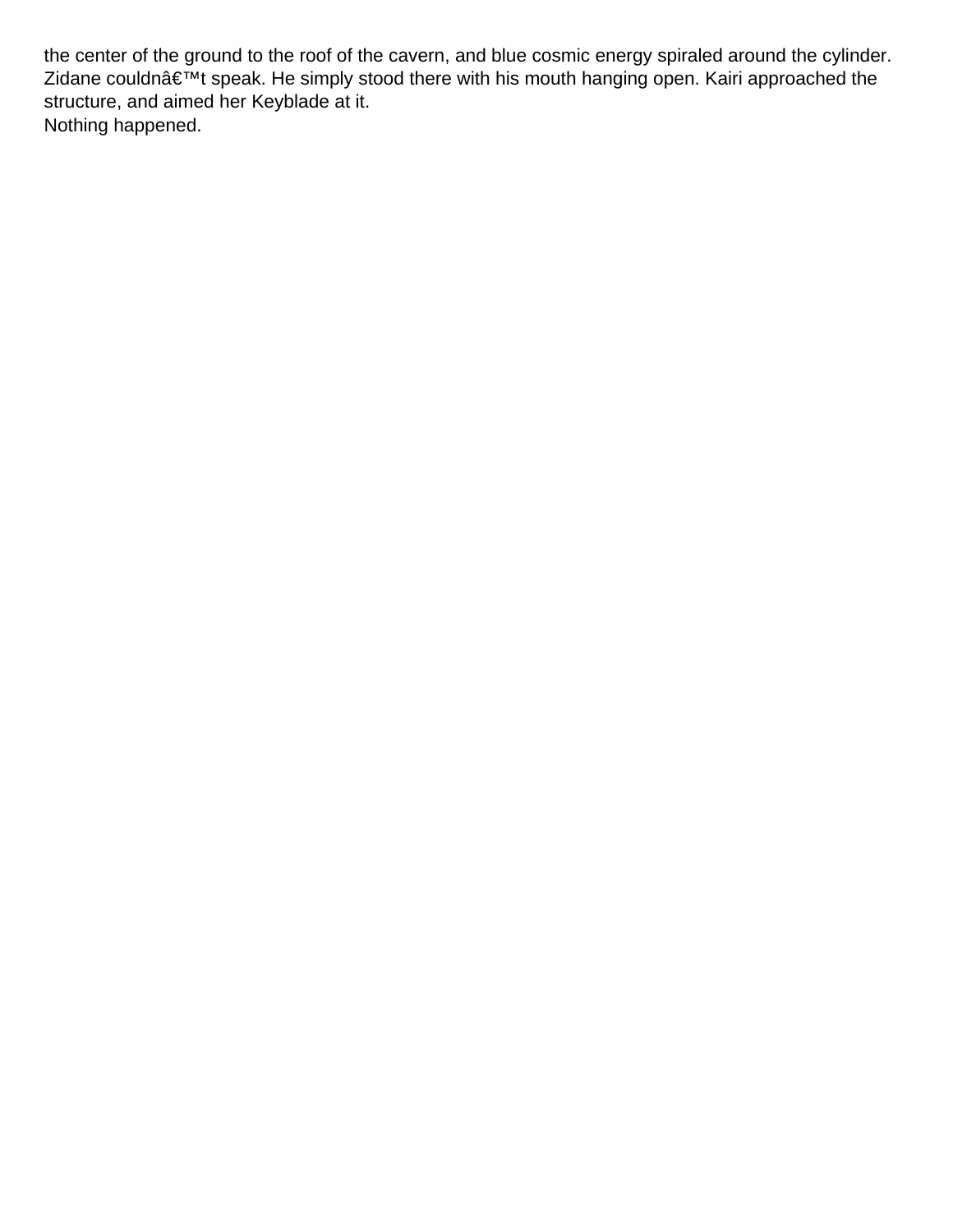the center of the ground to the roof of the cavern, and blue cosmic energy spiraled around the cylinder. Zidane couldnâ€™t speak. He simply stood there with his mouth hanging open. Kairi approached the structure, and aimed her Keyblade at it.

Nothing happened.